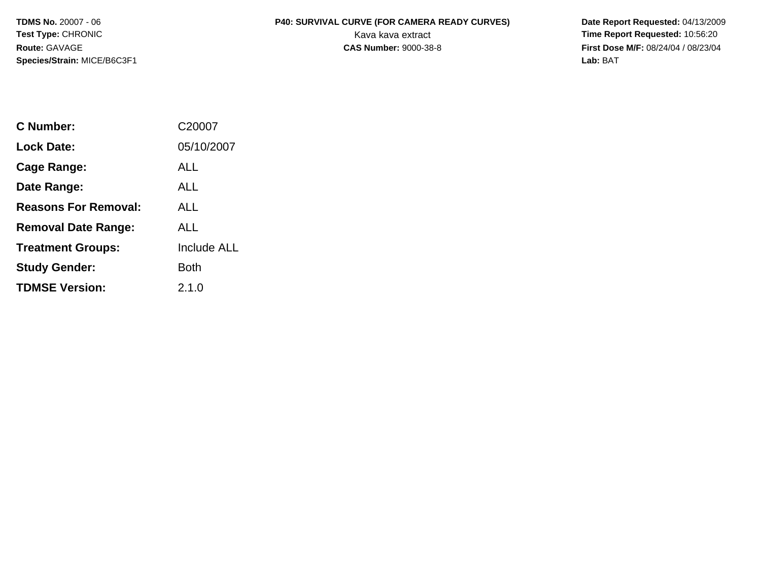**TDMS No.** 20007 - 06
**Test Type:** CHRONIC
**Route:** GAVAGE
**Species/Strain:** MICE/B6C3F1

**P40: SURVIVAL CURVE (FOR CAMERA READY CURVES)**
Kava kava extract
**CAS Number:** 9000-38-8

**Date Report Requested:** 04/13/2009
**Time Report Requested:** 10:56:20
**First Dose M/F:** 08/24/04 / 08/23/04
**Lab:** BAT

| | |
|---|---|
| **C Number:** | C20007 |
| **Lock Date:** | 05/10/2007 |
| **Cage Range:** | ALL |
| **Date Range:** | ALL |
| **Reasons For Removal:** | ALL |
| **Removal Date Range:** | ALL |
| **Treatment Groups:** | Include ALL |
| **Study Gender:** | Both |
| **TDMSE Version:** | 2.1.0 |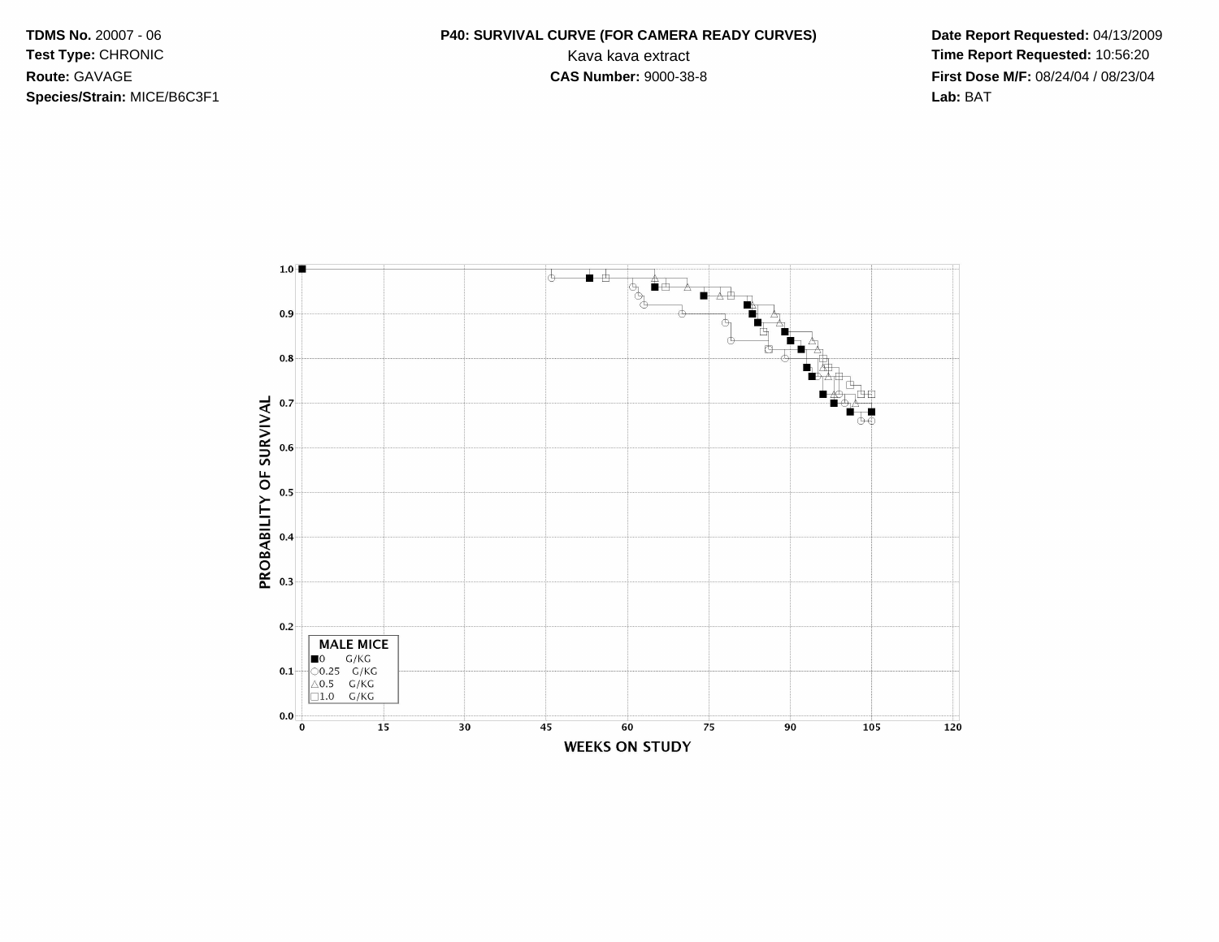**TDMS No.** 20007 - 06
**Test Type:** CHRONIC
**Route:** GAVAGE
**Species/Strain:** MICE/B6C3F1

**P40: SURVIVAL CURVE (FOR CAMERA READY CURVES)**
Kava kava extract
**CAS Number:** 9000-38-8

**Date Report Requested:** 04/13/2009
**Time Report Requested:** 10:56:20
**First Dose M/F:** 08/24/04 / 08/23/04
**Lab:** BAT

PROBABILITY OF SURVIVAL

WEEKS ON STUDY

MALE MICE
■0 G/KG
○0.25 G/KG
△0.5 G/KG
□1.0 G/KG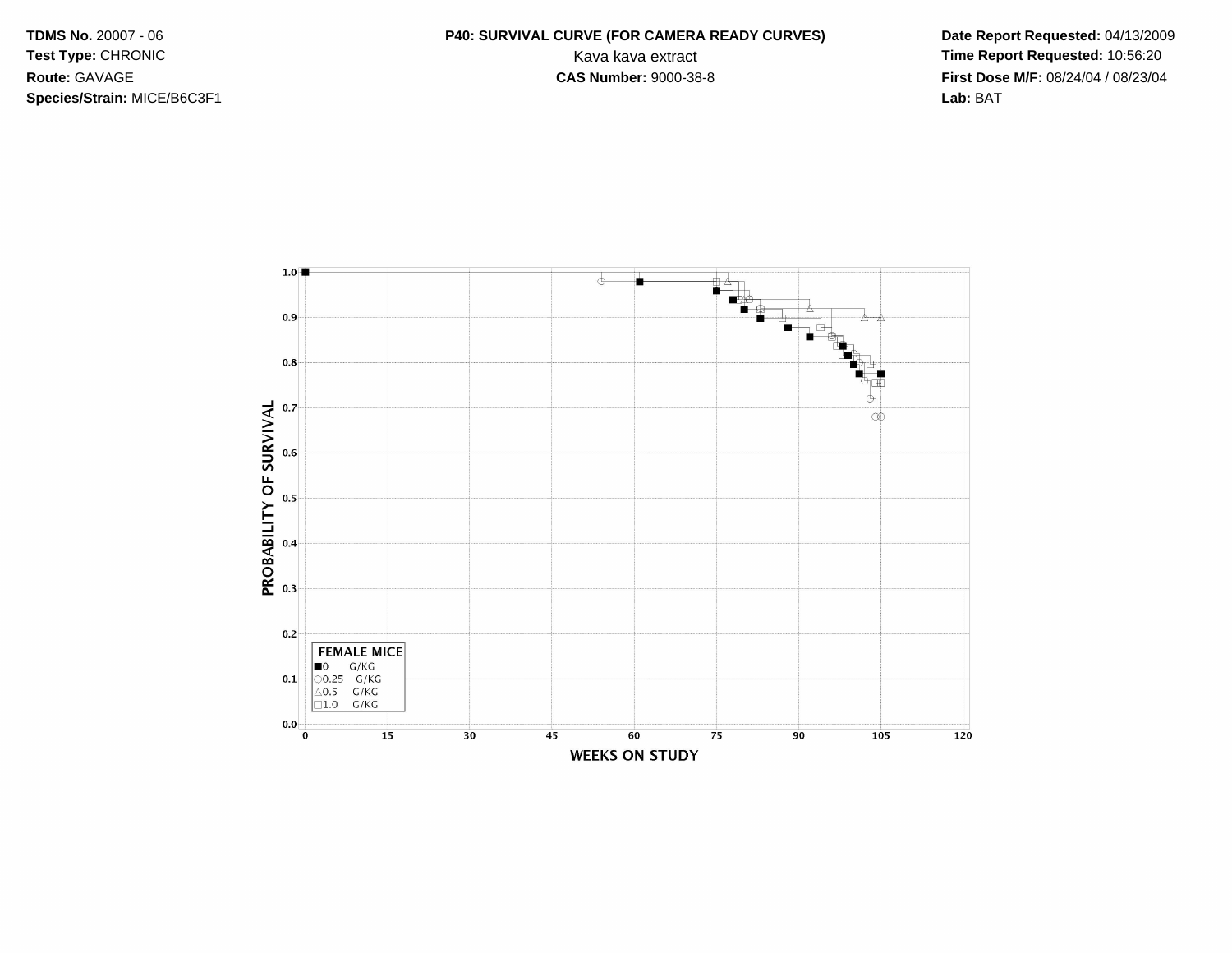**TDMS No.** 20007 - 06
**Test Type:** CHRONIC
**Route:** GAVAGE
**Species/Strain:** MICE/B6C3F1

**P40: SURVIVAL CURVE (FOR CAMERA READY CURVES)**
Kava kava extract
**CAS Number:** 9000-38-8

**Date Report Requested:** 04/13/2009
**Time Report Requested:** 10:56:20
**First Dose M/F:** 08/24/04 / 08/23/04
**Lab:** BAT

PROBABILITY OF SURVIVAL

1.0
0.9
0.8
0.7
0.6
0.5
0.4
0.3
0.2
0.1
0.0

0
15
30
45
60
75
90
105
120

WEEKS ON STUDY

FEMALE MICE
■0 G/KG
○0.25 G/KG
△0.5 G/KG
□1.0 G/KG